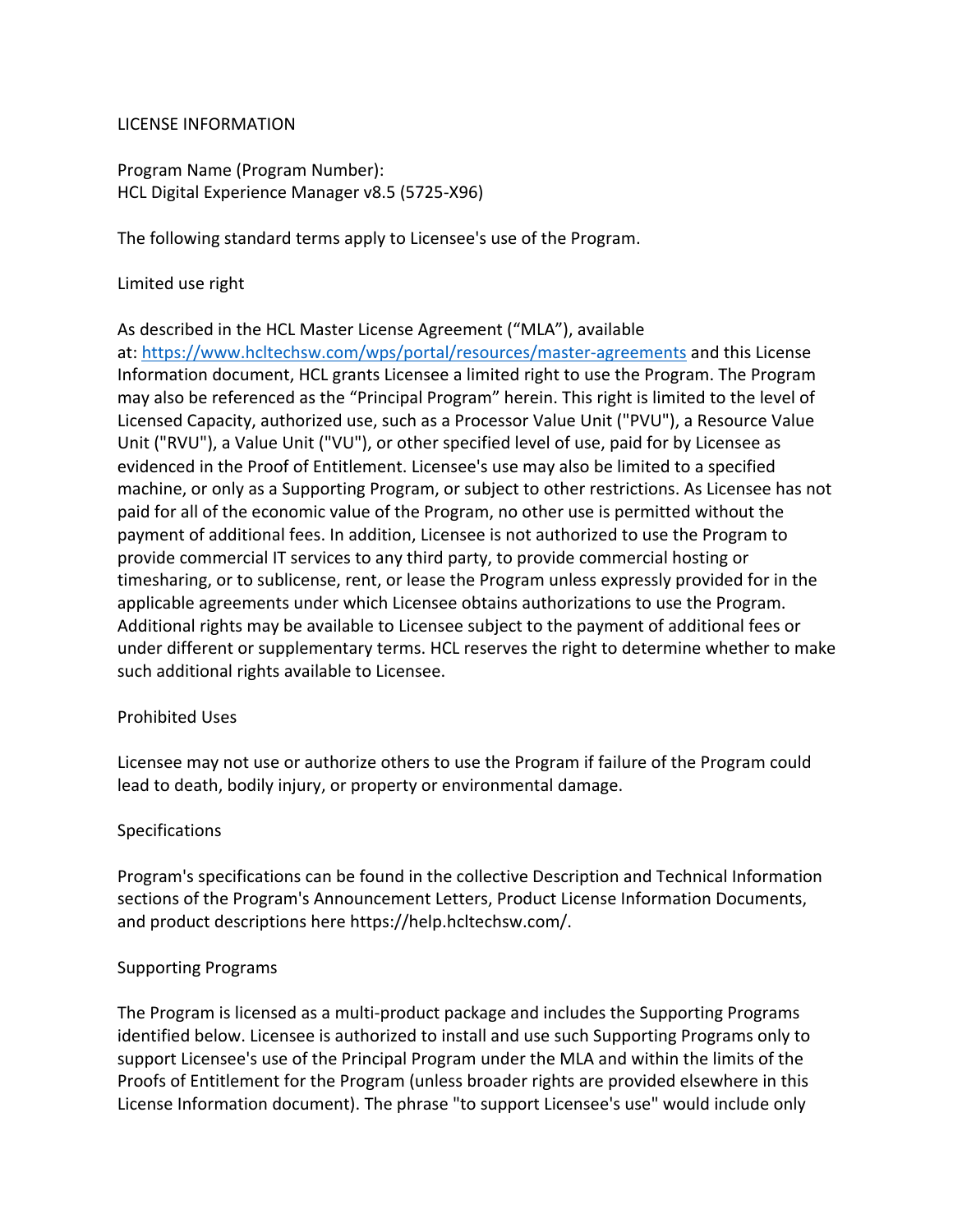LICENSE INFORMATION

Program Name (Program Number):
HCL Digital Experience Manager v8.5 (5725-X96)

The following standard terms apply to Licensee's use of the Program.

## Limited use right

As described in the HCL Master License Agreement ("MLA"), available at: [https://www.hcltechsw.com/wps/portal/resources/master-agreements](https://www.hcltechsw.com/wps/portal/resources/master-agreements) and this License Information document, HCL grants Licensee a limited right to use the Program. The Program may also be referenced as the "Principal Program" herein. This right is limited to the level of Licensed Capacity, authorized use, such as a Processor Value Unit ("PVU"), a Resource Value Unit ("RVU"), a Value Unit ("VU"), or other specified level of use, paid for by Licensee as evidenced in the Proof of Entitlement. Licensee's use may also be limited to a specified machine, or only as a Supporting Program, or subject to other restrictions. As Licensee has not paid for all of the economic value of the Program, no other use is permitted without the payment of additional fees. In addition, Licensee is not authorized to use the Program to provide commercial IT services to any third party, to provide commercial hosting or timesharing, or to sublicense, rent, or lease the Program unless expressly provided for in the applicable agreements under which Licensee obtains authorizations to use the Program. Additional rights may be available to Licensee subject to the payment of additional fees or under different or supplementary terms. HCL reserves the right to determine whether to make such additional rights available to Licensee.

## Prohibited Uses

Licensee may not use or authorize others to use the Program if failure of the Program could lead to death, bodily injury, or property or environmental damage.

## Specifications

Program's specifications can be found in the collective Description and Technical Information sections of the Program's Announcement Letters, Product License Information Documents, and product descriptions here https://help.hcltechsw.com/.

## Supporting Programs

The Program is licensed as a multi-product package and includes the Supporting Programs identified below. Licensee is authorized to install and use such Supporting Programs only to support Licensee's use of the Principal Program under the MLA and within the limits of the Proofs of Entitlement for the Program (unless broader rights are provided elsewhere in this License Information document). The phrase "to support Licensee's use" would include only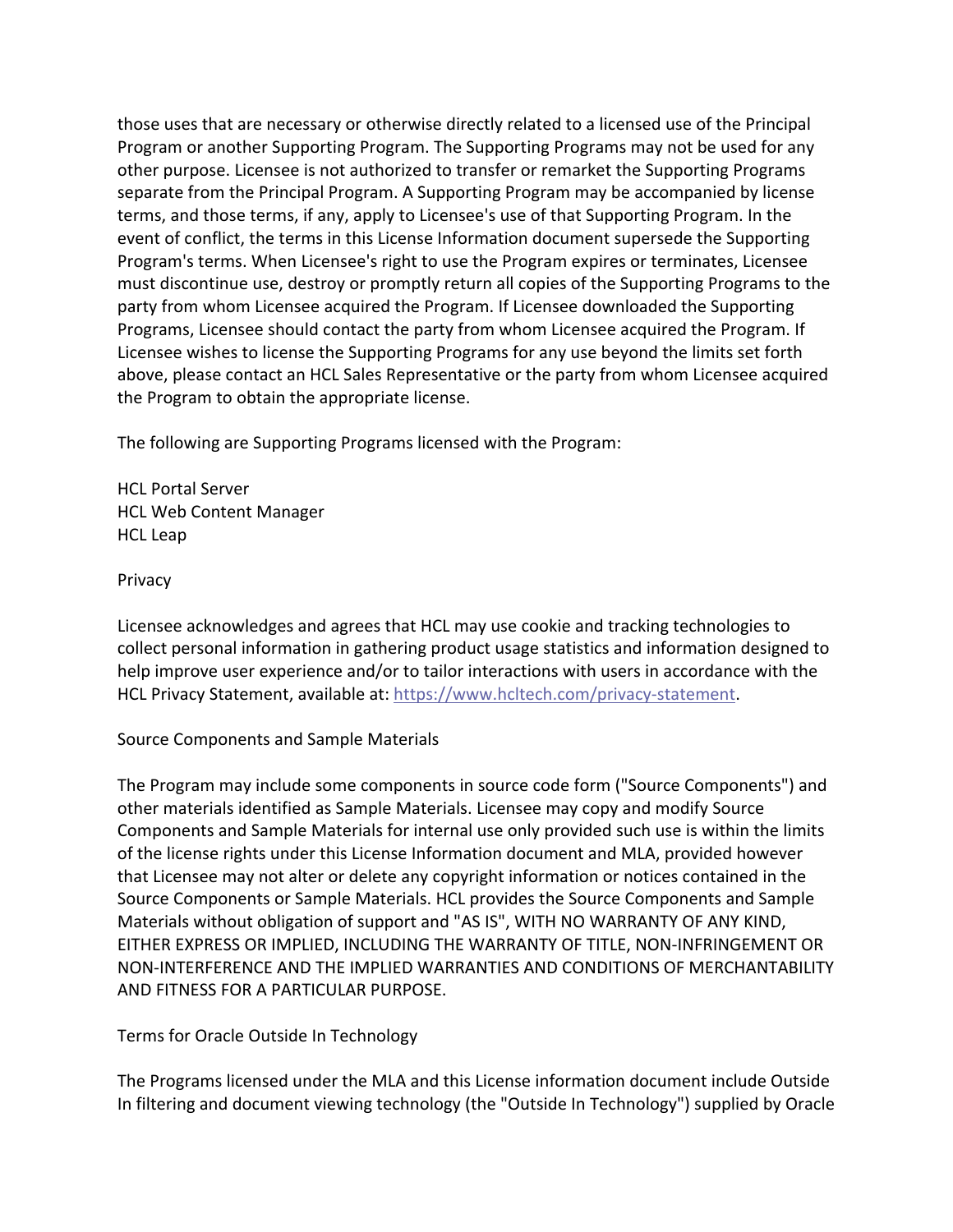those uses that are necessary or otherwise directly related to a licensed use of the Principal Program or another Supporting Program. The Supporting Programs may not be used for any other purpose. Licensee is not authorized to transfer or remarket the Supporting Programs separate from the Principal Program. A Supporting Program may be accompanied by license terms, and those terms, if any, apply to Licensee's use of that Supporting Program. In the event of conflict, the terms in this License Information document supersede the Supporting Program's terms. When Licensee's right to use the Program expires or terminates, Licensee must discontinue use, destroy or promptly return all copies of the Supporting Programs to the party from whom Licensee acquired the Program. If Licensee downloaded the Supporting Programs, Licensee should contact the party from whom Licensee acquired the Program. If Licensee wishes to license the Supporting Programs for any use beyond the limits set forth above, please contact an HCL Sales Representative or the party from whom Licensee acquired the Program to obtain the appropriate license.

The following are Supporting Programs licensed with the Program:

HCL Portal Server
HCL Web Content Manager
HCL Leap

Privacy

Licensee acknowledges and agrees that HCL may use cookie and tracking technologies to collect personal information in gathering product usage statistics and information designed to help improve user experience and/or to tailor interactions with users in accordance with the HCL Privacy Statement, available at: https://www.hcltech.com/privacy-statement.

Source Components and Sample Materials

The Program may include some components in source code form ("Source Components") and other materials identified as Sample Materials. Licensee may copy and modify Source Components and Sample Materials for internal use only provided such use is within the limits of the license rights under this License Information document and MLA, provided however that Licensee may not alter or delete any copyright information or notices contained in the Source Components or Sample Materials. HCL provides the Source Components and Sample Materials without obligation of support and "AS IS", WITH NO WARRANTY OF ANY KIND, EITHER EXPRESS OR IMPLIED, INCLUDING THE WARRANTY OF TITLE, NON-INFRINGEMENT OR NON-INTERFERENCE AND THE IMPLIED WARRANTIES AND CONDITIONS OF MERCHANTABILITY AND FITNESS FOR A PARTICULAR PURPOSE.

Terms for Oracle Outside In Technology

The Programs licensed under the MLA and this License information document include Outside In filtering and document viewing technology (the "Outside In Technology") supplied by Oracle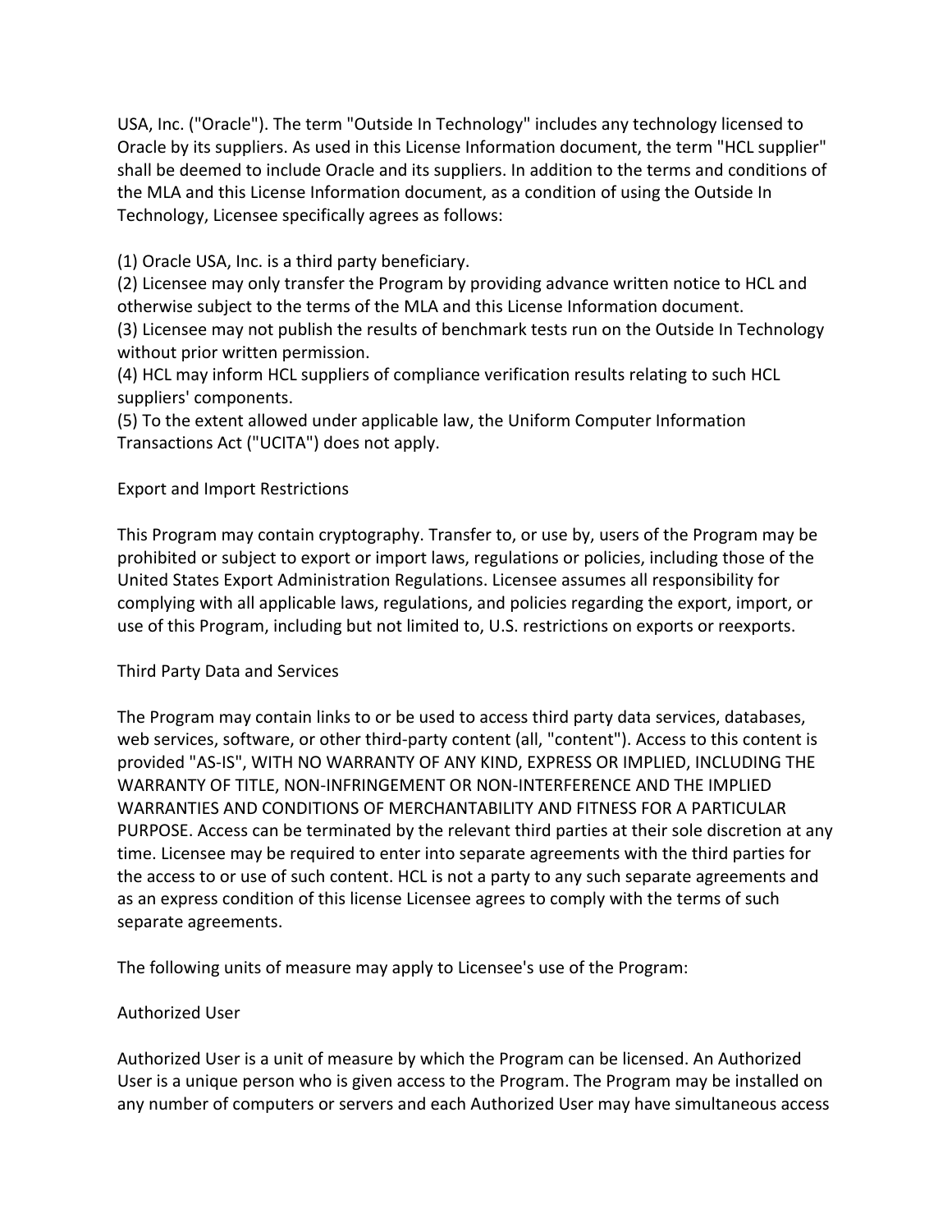USA, Inc. ("Oracle"). The term "Outside In Technology" includes any technology licensed to Oracle by its suppliers. As used in this License Information document, the term "HCL supplier" shall be deemed to include Oracle and its suppliers. In addition to the terms and conditions of the MLA and this License Information document, as a condition of using the Outside In Technology, Licensee specifically agrees as follows:

(1) Oracle USA, Inc. is a third party beneficiary.
(2) Licensee may only transfer the Program by providing advance written notice to HCL and otherwise subject to the terms of the MLA and this License Information document.
(3) Licensee may not publish the results of benchmark tests run on the Outside In Technology without prior written permission.
(4) HCL may inform HCL suppliers of compliance verification results relating to such HCL suppliers' components.
(5) To the extent allowed under applicable law, the Uniform Computer Information Transactions Act ("UCITA") does not apply.

Export and Import Restrictions

This Program may contain cryptography. Transfer to, or use by, users of the Program may be prohibited or subject to export or import laws, regulations or policies, including those of the United States Export Administration Regulations. Licensee assumes all responsibility for complying with all applicable laws, regulations, and policies regarding the export, import, or use of this Program, including but not limited to, U.S. restrictions on exports or reexports.

Third Party Data and Services

The Program may contain links to or be used to access third party data services, databases, web services, software, or other third-party content (all, "content"). Access to this content is provided "AS-IS", WITH NO WARRANTY OF ANY KIND, EXPRESS OR IMPLIED, INCLUDING THE WARRANTY OF TITLE, NON-INFRINGEMENT OR NON-INTERFERENCE AND THE IMPLIED WARRANTIES AND CONDITIONS OF MERCHANTABILITY AND FITNESS FOR A PARTICULAR PURPOSE. Access can be terminated by the relevant third parties at their sole discretion at any time. Licensee may be required to enter into separate agreements with the third parties for the access to or use of such content. HCL is not a party to any such separate agreements and as an express condition of this license Licensee agrees to comply with the terms of such separate agreements.

The following units of measure may apply to Licensee's use of the Program:

Authorized User

Authorized User is a unit of measure by which the Program can be licensed. An Authorized User is a unique person who is given access to the Program. The Program may be installed on any number of computers or servers and each Authorized User may have simultaneous access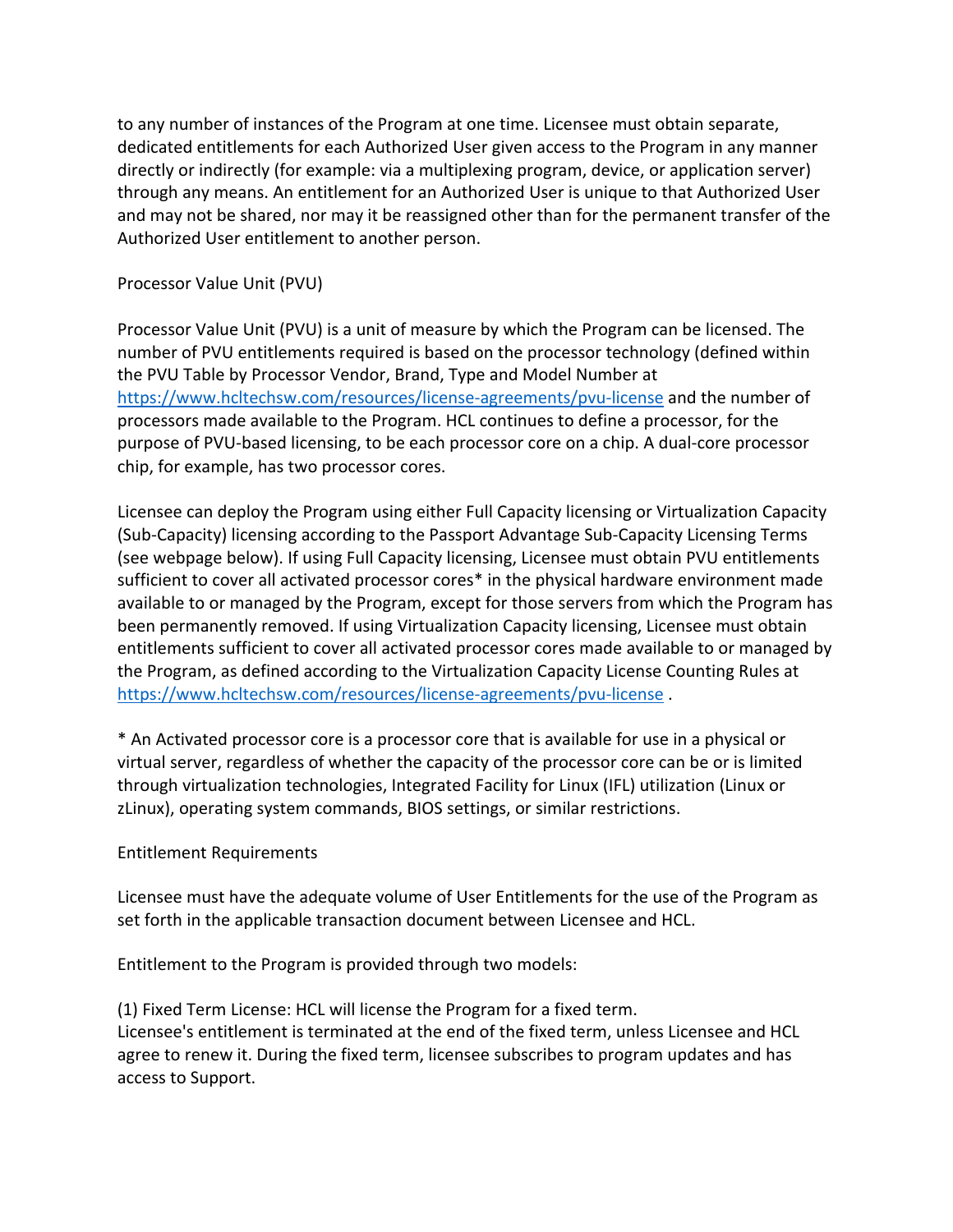to any number of instances of the Program at one time. Licensee must obtain separate, dedicated entitlements for each Authorized User given access to the Program in any manner directly or indirectly (for example: via a multiplexing program, device, or application server) through any means. An entitlement for an Authorized User is unique to that Authorized User and may not be shared, nor may it be reassigned other than for the permanent transfer of the Authorized User entitlement to another person.

Processor Value Unit (PVU)

Processor Value Unit (PVU) is a unit of measure by which the Program can be licensed. The number of PVU entitlements required is based on the processor technology (defined within the PVU Table by Processor Vendor, Brand, Type and Model Number at [https://www.hcltechsw.com/resources/license-agreements/pvu-license](https://www.hcltechsw.com/resources/license-agreements/pvu-license) and the number of processors made available to the Program. HCL continues to define a processor, for the purpose of PVU-based licensing, to be each processor core on a chip. A dual-core processor chip, for example, has two processor cores.

Licensee can deploy the Program using either Full Capacity licensing or Virtualization Capacity (Sub-Capacity) licensing according to the Passport Advantage Sub-Capacity Licensing Terms (see webpage below). If using Full Capacity licensing, Licensee must obtain PVU entitlements sufficient to cover all activated processor cores* in the physical hardware environment made available to or managed by the Program, except for those servers from which the Program has been permanently removed. If using Virtualization Capacity licensing, Licensee must obtain entitlements sufficient to cover all activated processor cores made available to or managed by the Program, as defined according to the Virtualization Capacity License Counting Rules at [https://www.hcltechsw.com/resources/license-agreements/pvu-license](https://www.hcltechsw.com/resources/license-agreements/pvu-license) .

* An Activated processor core is a processor core that is available for use in a physical or virtual server, regardless of whether the capacity of the processor core can be or is limited through virtualization technologies, Integrated Facility for Linux (IFL) utilization (Linux or zLinux), operating system commands, BIOS settings, or similar restrictions.

Entitlement Requirements

Licensee must have the adequate volume of User Entitlements for the use of the Program as set forth in the applicable transaction document between Licensee and HCL.

Entitlement to the Program is provided through two models:

(1) Fixed Term License: HCL will license the Program for a fixed term.
Licensee's entitlement is terminated at the end of the fixed term, unless Licensee and HCL agree to renew it. During the fixed term, licensee subscribes to program updates and has access to Support.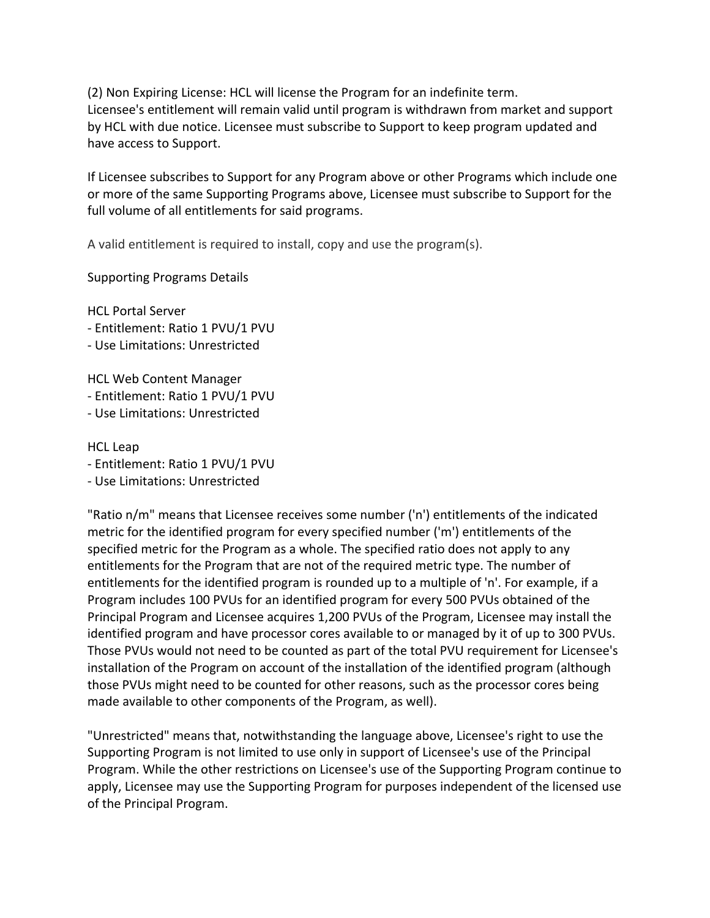(2) Non Expiring License: HCL will license the Program for an indefinite term.
Licensee's entitlement will remain valid until program is withdrawn from market and support by HCL with due notice. Licensee must subscribe to Support to keep program updated and have access to Support.

If Licensee subscribes to Support for any Program above or other Programs which include one or more of the same Supporting Programs above, Licensee must subscribe to Support for the full volume of all entitlements for said programs.

A valid entitlement is required to install, copy and use the program(s).

Supporting Programs Details

HCL Portal Server
- Entitlement: Ratio 1 PVU/1 PVU
- Use Limitations: Unrestricted

HCL Web Content Manager
- Entitlement: Ratio 1 PVU/1 PVU
- Use Limitations: Unrestricted

HCL Leap
- Entitlement: Ratio 1 PVU/1 PVU
- Use Limitations: Unrestricted

"Ratio n/m" means that Licensee receives some number ('n') entitlements of the indicated metric for the identified program for every specified number ('m') entitlements of the specified metric for the Program as a whole. The specified ratio does not apply to any entitlements for the Program that are not of the required metric type. The number of entitlements for the identified program is rounded up to a multiple of 'n'. For example, if a Program includes 100 PVUs for an identified program for every 500 PVUs obtained of the Principal Program and Licensee acquires 1,200 PVUs of the Program, Licensee may install the identified program and have processor cores available to or managed by it of up to 300 PVUs. Those PVUs would not need to be counted as part of the total PVU requirement for Licensee's installation of the Program on account of the installation of the identified program (although those PVUs might need to be counted for other reasons, such as the processor cores being made available to other components of the Program, as well).

"Unrestricted" means that, notwithstanding the language above, Licensee's right to use the Supporting Program is not limited to use only in support of Licensee's use of the Principal Program. While the other restrictions on Licensee's use of the Supporting Program continue to apply, Licensee may use the Supporting Program for purposes independent of the licensed use of the Principal Program.